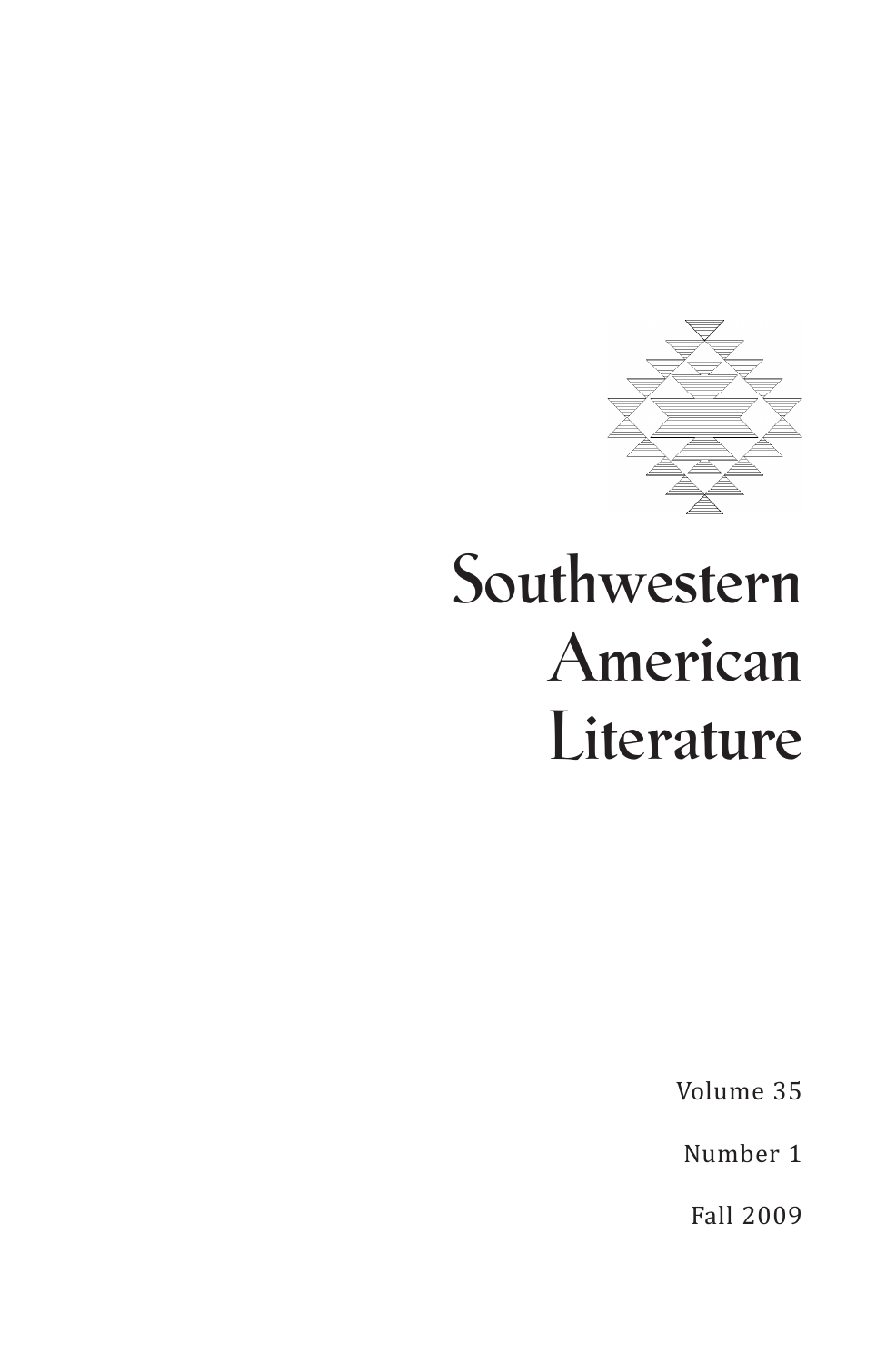# Southwestern American Literature

Volume 35

Number 1

Fall 2009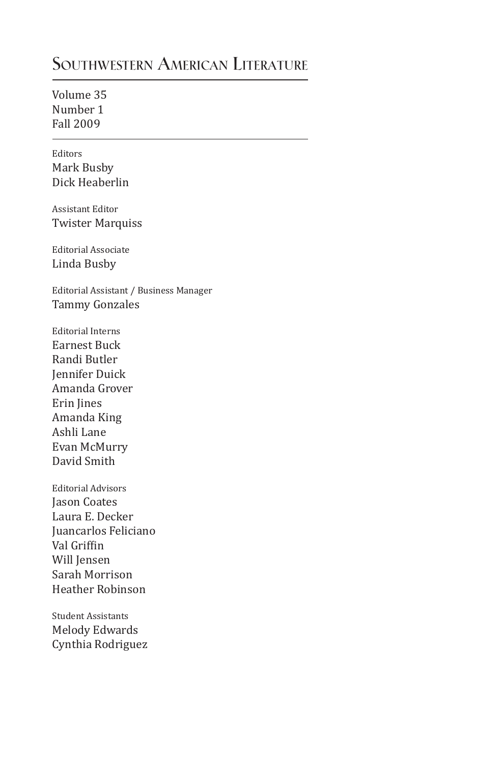# Southwestern American Literature

Volume 35
Number 1
Fall 2009

Editors
Mark Busby
Dick Heaberlin

Assistant Editor
Twister Marquiss

Editorial Associate
Linda Busby

Editorial Assistant / Business Manager
Tammy Gonzales

Editorial Interns
Earnest Buck
Randi Butler
Jennifer Duick
Amanda Grover
Erin Jines
Amanda King
Ashli Lane
Evan McMurry
David Smith

Editorial Advisors
Jason Coates
Laura E. Decker
Juancarlos Feliciano
Val Griffin
Will Jensen
Sarah Morrison
Heather Robinson

Student Assistants
Melody Edwards
Cynthia Rodriguez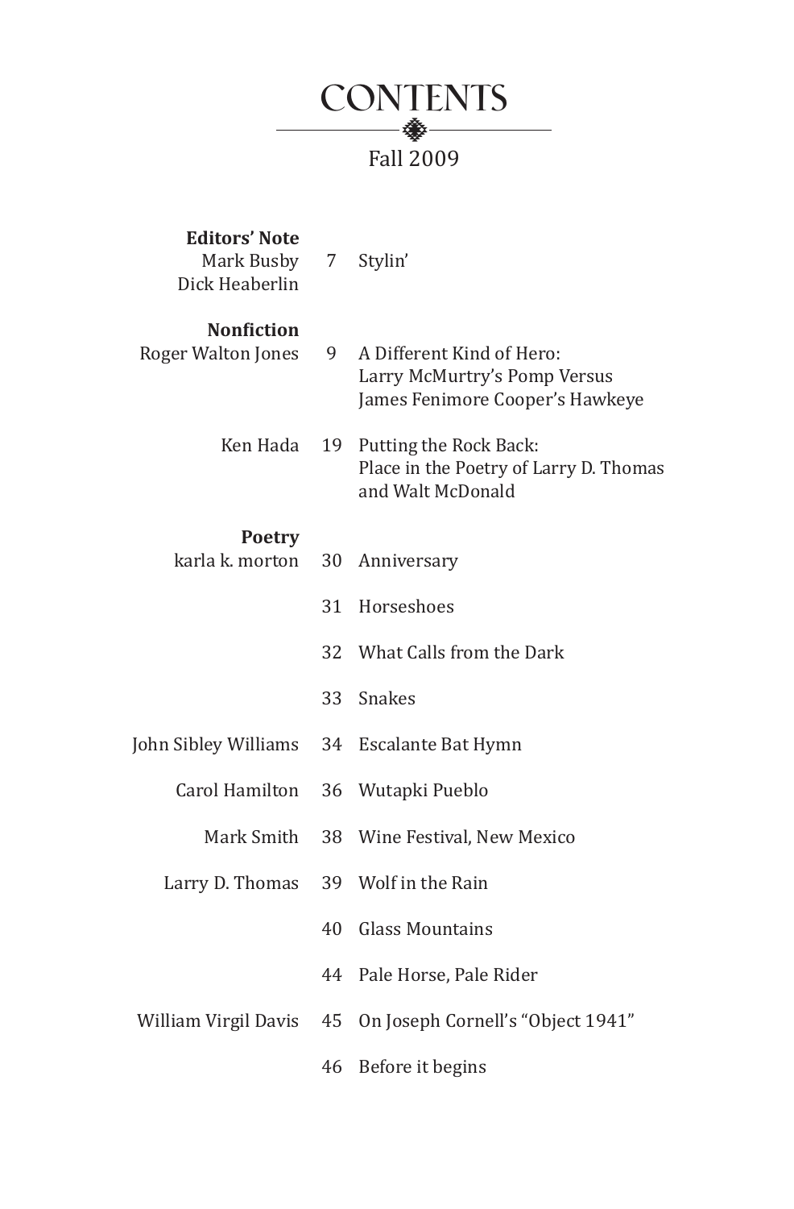# CONTENTS

Fall 2009

| | | |
|---|---|---|
| **Editors' Note** | | |
| Mark Busby<br>Dick Heaberlin | 7 | Stylin' |
| **Nonfiction** | | |
| Roger Walton Jones | 9 | A Different Kind of Hero: Larry McMurtry's Pomp Versus James Fenimore Cooper's Hawkeye |
| Ken Hada | 19 | Putting the Rock Back: Place in the Poetry of Larry D. Thomas and Walt McDonald |
| **Poetry** | | |
| karla k. morton | 30 | Anniversary |
| | 31 | Horseshoes |
| | 32 | What Calls from the Dark |
| | 33 | Snakes |
| John Sibley Williams | 34 | Escalante Bat Hymn |
| Carol Hamilton | 36 | Wutapki Pueblo |
| Mark Smith | 38 | Wine Festival, New Mexico |
| Larry D. Thomas | 39 | Wolf in the Rain |
| | 40 | Glass Mountains |
| | 44 | Pale Horse, Pale Rider |
| William Virgil Davis | 45 | On Joseph Cornell's "Object 1941" |
| | 46 | Before it begins |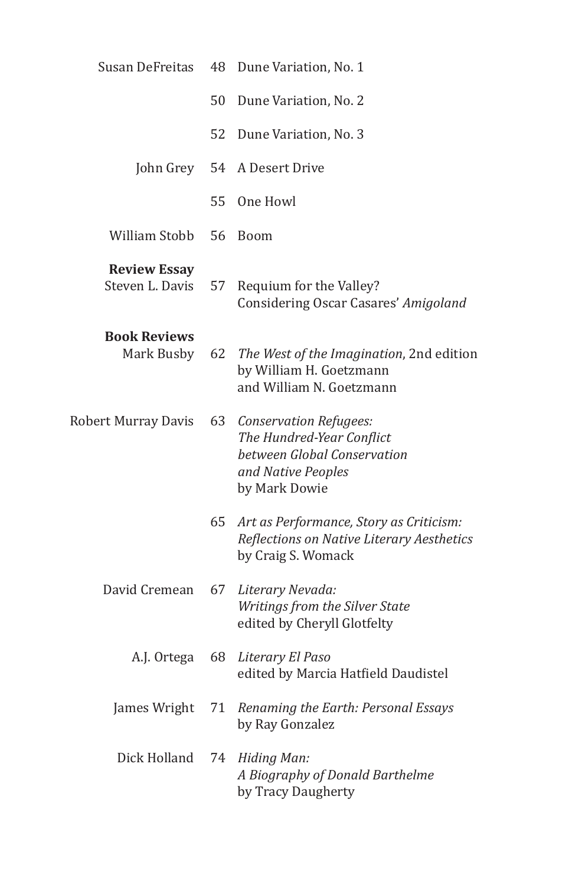Susan DeFreitas 48 Dune Variation, No. 1

50 Dune Variation, No. 2

52 Dune Variation, No. 3

John Grey 54 A Desert Drive

55 One Howl

William Stobb 56 Boom

**Review Essay**

Steven L. Davis 57 Requium for the Valley? Considering Oscar Casares' *Amigoland*

**Book Reviews**

Mark Busby 62 *The West of the Imagination*, 2nd edition by William H. Goetzmann and William N. Goetzmann

Robert Murray Davis 63 *Conservation Refugees: The Hundred-Year Conflict between Global Conservation and Native Peoples* by Mark Dowie

65 *Art as Performance, Story as Criticism: Reflections on Native Literary Aesthetics* by Craig S. Womack

David Cremean 67 *Literary Nevada: Writings from the Silver State* edited by Cheryll Glotfelty

A.J. Ortega 68 *Literary El Paso* edited by Marcia Hatfield Daudistel

James Wright 71 *Renaming the Earth: Personal Essays* by Ray Gonzalez

Dick Holland 74 *Hiding Man: A Biography of Donald Barthelme* by Tracy Daugherty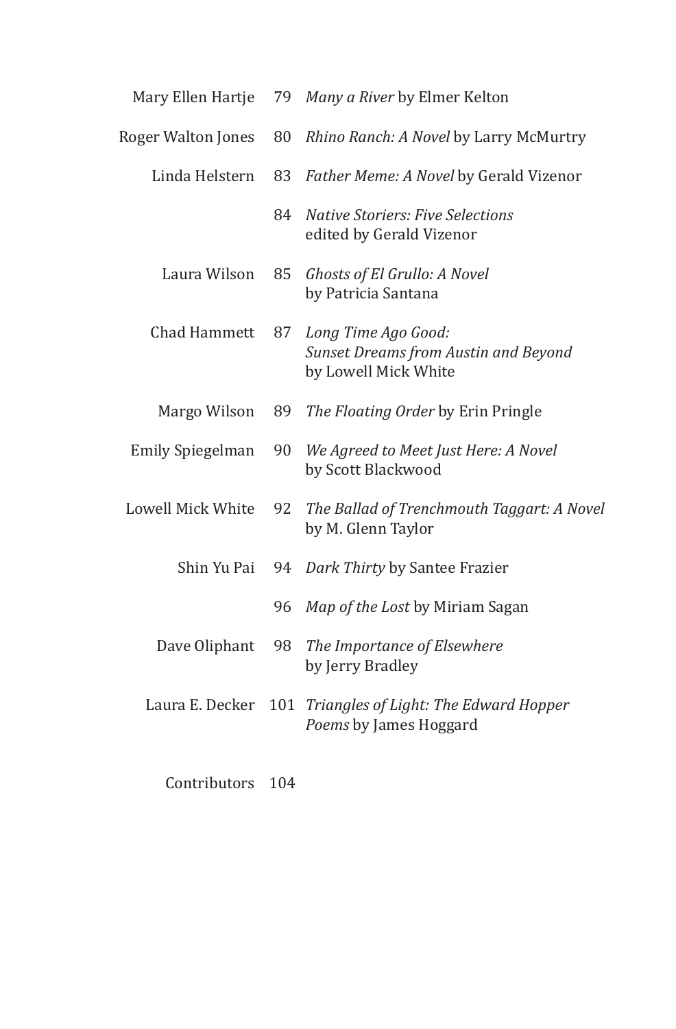| | | |
|---|---|---|
| Mary Ellen Hartje | 79 | *Many a River* by Elmer Kelton |
| Roger Walton Jones | 80 | *Rhino Ranch: A Novel* by Larry McMurtry |
| Linda Helstern | 83 | *Father Meme: A Novel* by Gerald Vizenor |
| | 84 | *Native Storiers: Five Selections* edited by Gerald Vizenor |
| Laura Wilson | 85 | *Ghosts of El Grullo: A Novel* by Patricia Santana |
| Chad Hammett | 87 | *Long Time Ago Good: Sunset Dreams from Austin and Beyond* by Lowell Mick White |
| Margo Wilson | 89 | *The Floating Order* by Erin Pringle |
| Emily Spiegelman | 90 | *We Agreed to Meet Just Here: A Novel* by Scott Blackwood |
| Lowell Mick White | 92 | *The Ballad of Trenchmouth Taggart: A Novel* by M. Glenn Taylor |
| Shin Yu Pai | 94 | *Dark Thirty* by Santee Frazier |
| | 96 | *Map of the Lost* by Miriam Sagan |
| Dave Oliphant | 98 | *The Importance of Elsewhere* by Jerry Bradley |
| Laura E. Decker | 101 | *Triangles of Light: The Edward Hopper Poems* by James Hoggard |
| Contributors | 104 | |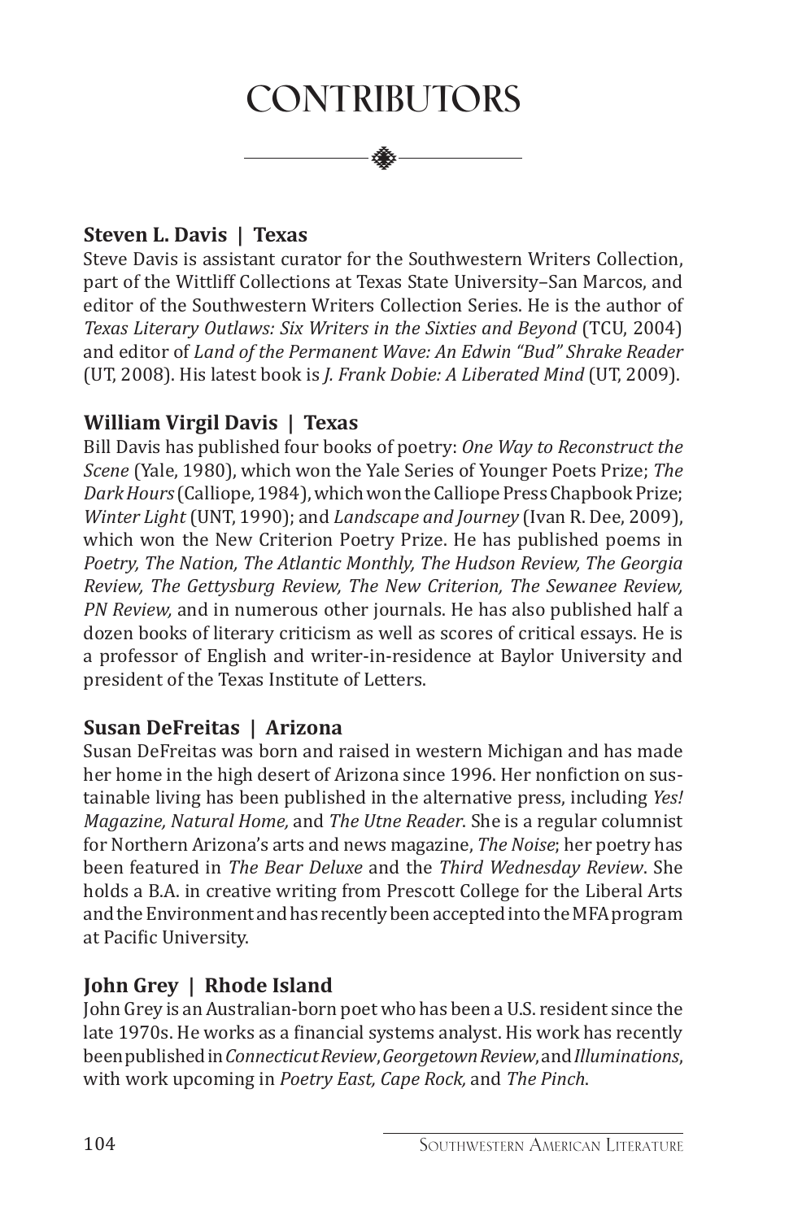# CONTRIBUTORS

**Steven L. Davis | Texas**

Steve Davis is assistant curator for the Southwestern Writers Collection, part of the Wittliff Collections at Texas State University–San Marcos, and editor of the Southwestern Writers Collection Series. He is the author of *Texas Literary Outlaws: Six Writers in the Sixties and Beyond* (TCU, 2004) and editor of *Land of the Permanent Wave: An Edwin "Bud" Shrake Reader* (UT, 2008). His latest book is *J. Frank Dobie: A Liberated Mind* (UT, 2009).

**William Virgil Davis | Texas**

Bill Davis has published four books of poetry: *One Way to Reconstruct the Scene* (Yale, 1980), which won the Yale Series of Younger Poets Prize; *The Dark Hours* (Calliope, 1984), which won the Calliope Press Chapbook Prize; *Winter Light* (UNT, 1990); and *Landscape and Journey* (Ivan R. Dee, 2009), which won the New Criterion Poetry Prize. He has published poems in *Poetry, The Nation, The Atlantic Monthly, The Hudson Review, The Georgia Review, The Gettysburg Review, The New Criterion, The Sewanee Review, PN Review,* and in numerous other journals. He has also published half a dozen books of literary criticism as well as scores of critical essays. He is a professor of English and writer-in-residence at Baylor University and president of the Texas Institute of Letters.

**Susan DeFreitas | Arizona**

Susan DeFreitas was born and raised in western Michigan and has made her home in the high desert of Arizona since 1996. Her nonfiction on sustainable living has been published in the alternative press, including *Yes! Magazine, Natural Home,* and *The Utne Reader*. She is a regular columnist for Northern Arizona's arts and news magazine, *The Noise*; her poetry has been featured in *The Bear Deluxe* and the *Third Wednesday Review*. She holds a B.A. in creative writing from Prescott College for the Liberal Arts and the Environment and has recently been accepted into the MFA program at Pacific University.

**John Grey | Rhode Island**

John Grey is an Australian-born poet who has been a U.S. resident since the late 1970s. He works as a financial systems analyst. His work has recently been published in *Connecticut Review*, *Georgetown Review*, and *Illuminations*, with work upcoming in *Poetry East, Cape Rock,* and *The Pinch*.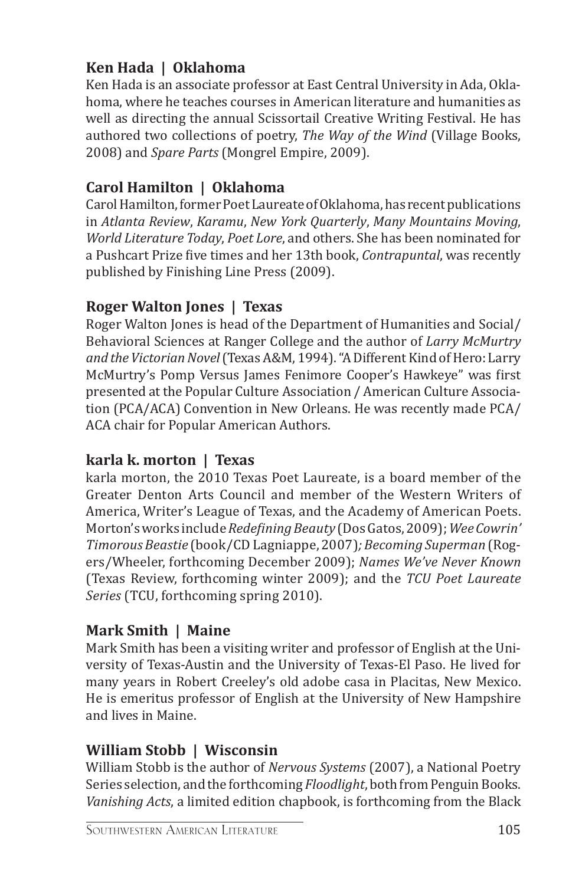### Ken Hada | Oklahoma

Ken Hada is an associate professor at East Central University in Ada, Oklahoma, where he teaches courses in American literature and humanities as well as directing the annual Scissortail Creative Writing Festival. He has authored two collections of poetry, *The Way of the Wind* (Village Books, 2008) and *Spare Parts* (Mongrel Empire, 2009).

### Carol Hamilton | Oklahoma

Carol Hamilton, former Poet Laureate of Oklahoma, has recent publications in *Atlanta Review*, *Karamu*, *New York Quarterly*, *Many Mountains Moving*, *World Literature Today*, *Poet Lore*, and others. She has been nominated for a Pushcart Prize five times and her 13th book, *Contrapuntal*, was recently published by Finishing Line Press (2009).

### Roger Walton Jones | Texas

Roger Walton Jones is head of the Department of Humanities and Social/Behavioral Sciences at Ranger College and the author of *Larry McMurtry and the Victorian Novel* (Texas A&M, 1994). "A Different Kind of Hero: Larry McMurtry's Pomp Versus James Fenimore Cooper's Hawkeye" was first presented at the Popular Culture Association / American Culture Association (PCA/ACA) Convention in New Orleans. He was recently made PCA/ACA chair for Popular American Authors.

### karla k. morton | Texas

karla morton, the 2010 Texas Poet Laureate, is a board member of the Greater Denton Arts Council and member of the Western Writers of America, Writer's League of Texas, and the Academy of American Poets. Morton's works include *Redefining Beauty* (Dos Gatos, 2009); *Wee Cowrin' Timorous Beastie* (book/CD Lagniappe, 2007)*; Becoming Superman* (Rogers/Wheeler, forthcoming December 2009); *Names We've Never Known* (Texas Review, forthcoming winter 2009); and the *TCU Poet Laureate Series* (TCU, forthcoming spring 2010).

### Mark Smith | Maine

Mark Smith has been a visiting writer and professor of English at the University of Texas-Austin and the University of Texas-El Paso. He lived for many years in Robert Creeley's old adobe casa in Placitas, New Mexico. He is emeritus professor of English at the University of New Hampshire and lives in Maine.

### William Stobb | Wisconsin

William Stobb is the author of *Nervous Systems* (2007), a National Poetry Series selection, and the forthcoming *Floodlight*, both from Penguin Books. *Vanishing Acts*, a limited edition chapbook, is forthcoming from the Black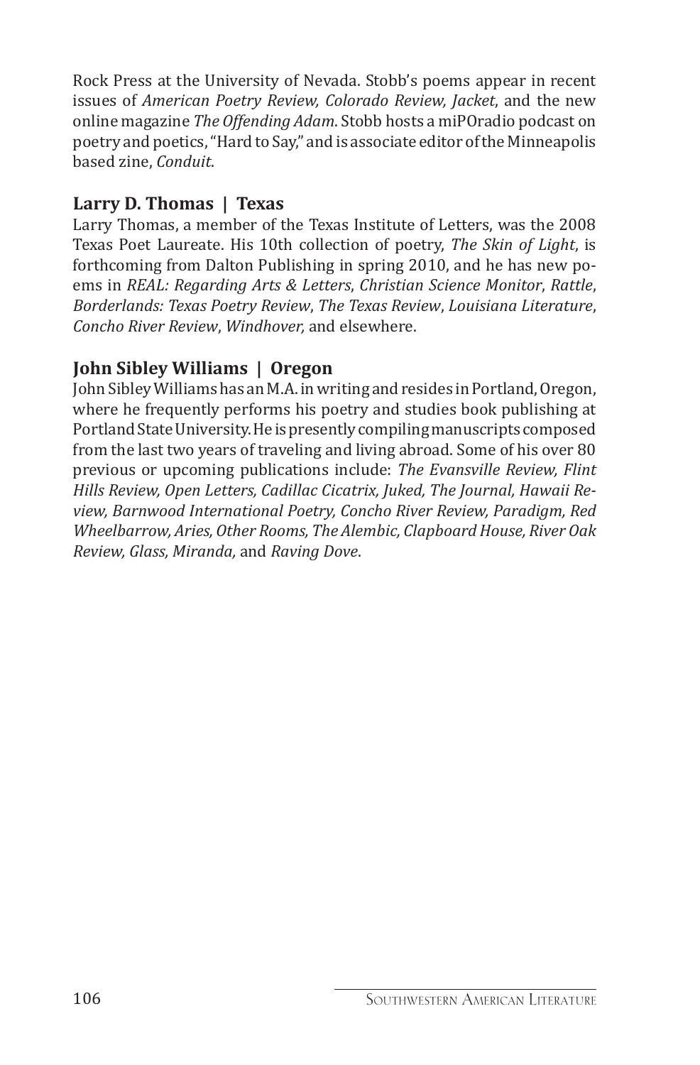Rock Press at the University of Nevada. Stobb's poems appear in recent issues of *American Poetry Review, Colorado Review, Jacket*, and the new online magazine *The Offending Adam*. Stobb hosts a miPOradio podcast on poetry and poetics, "Hard to Say," and is associate editor of the Minneapolis based zine, *Conduit*.

### Larry D. Thomas | Texas

Larry Thomas, a member of the Texas Institute of Letters, was the 2008 Texas Poet Laureate. His 10th collection of poetry, *The Skin of Light*, is forthcoming from Dalton Publishing in spring 2010, and he has new poems in *REAL: Regarding Arts & Letters*, *Christian Science Monitor*, *Rattle*, *Borderlands: Texas Poetry Review*, *The Texas Review*, *Louisiana Literature*, *Concho River Review*, *Windhover,* and elsewhere.

### John Sibley Williams | Oregon

John Sibley Williams has an M.A. in writing and resides in Portland, Oregon, where he frequently performs his poetry and studies book publishing at Portland State University. He is presently compiling manuscripts composed from the last two years of traveling and living abroad. Some of his over 80 previous or upcoming publications include: *The Evansville Review, Flint Hills Review, Open Letters, Cadillac Cicatrix, Juked, The Journal, Hawaii Review, Barnwood International Poetry, Concho River Review, Paradigm, Red Wheelbarrow, Aries, Other Rooms, The Alembic, Clapboard House, River Oak Review, Glass, Miranda,* and *Raving Dove*.